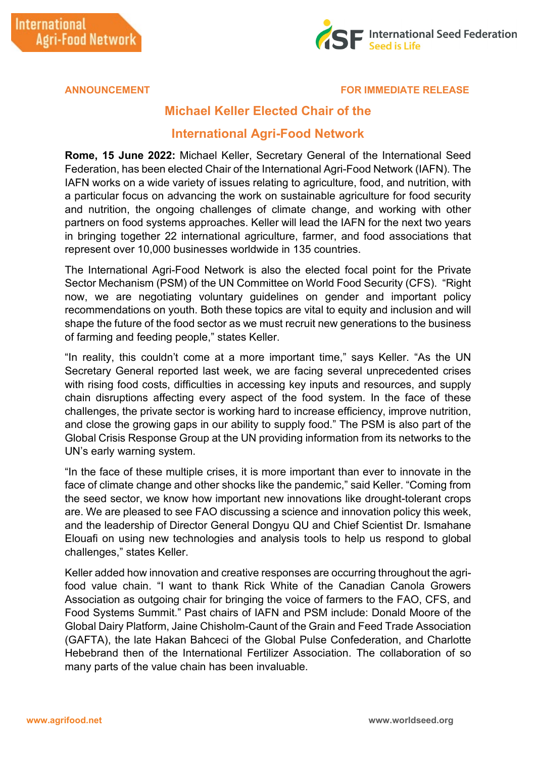**ANNOUNCEMENT** **FOR IMMEDIATE RELEASE**

# Michael Keller Elected Chair of the International Agri-Food Network

**Rome, 15 June 2022:** Michael Keller, Secretary General of the International Seed Federation, has been elected Chair of the International Agri-Food Network (IAFN). The IAFN works on a wide variety of issues relating to agriculture, food, and nutrition, with a particular focus on advancing the work on sustainable agriculture for food security and nutrition, the ongoing challenges of climate change, and working with other partners on food systems approaches. Keller will lead the IAFN for the next two years in bringing together 22 international agriculture, farmer, and food associations that represent over 10,000 businesses worldwide in 135 countries.

The International Agri-Food Network is also the elected focal point for the Private Sector Mechanism (PSM) of the UN Committee on World Food Security (CFS). "Right now, we are negotiating voluntary guidelines on gender and important policy recommendations on youth. Both these topics are vital to equity and inclusion and will shape the future of the food sector as we must recruit new generations to the business of farming and feeding people," states Keller.

"In reality, this couldn't come at a more important time," says Keller. "As the UN Secretary General reported last week, we are facing several unprecedented crises with rising food costs, difficulties in accessing key inputs and resources, and supply chain disruptions affecting every aspect of the food system. In the face of these challenges, the private sector is working hard to increase efficiency, improve nutrition, and close the growing gaps in our ability to supply food." The PSM is also part of the Global Crisis Response Group at the UN providing information from its networks to the UN's early warning system.

"In the face of these multiple crises, it is more important than ever to innovate in the face of climate change and other shocks like the pandemic," said Keller. "Coming from the seed sector, we know how important new innovations like drought-tolerant crops are. We are pleased to see FAO discussing a science and innovation policy this week, and the leadership of Director General Dongyu QU and Chief Scientist Dr. Ismahane Elouafi on using new technologies and analysis tools to help us respond to global challenges," states Keller.

Keller added how innovation and creative responses are occurring throughout the agri-food value chain. "I want to thank Rick White of the Canadian Canola Growers Association as outgoing chair for bringing the voice of farmers to the FAO, CFS, and Food Systems Summit." Past chairs of IAFN and PSM include: Donald Moore of the Global Dairy Platform, Jaine Chisholm-Caunt of the Grain and Feed Trade Association (GAFTA), the late Hakan Bahceci of the Global Pulse Confederation, and Charlotte Hebebrand then of the International Fertilizer Association. The collaboration of so many parts of the value chain has been invaluable.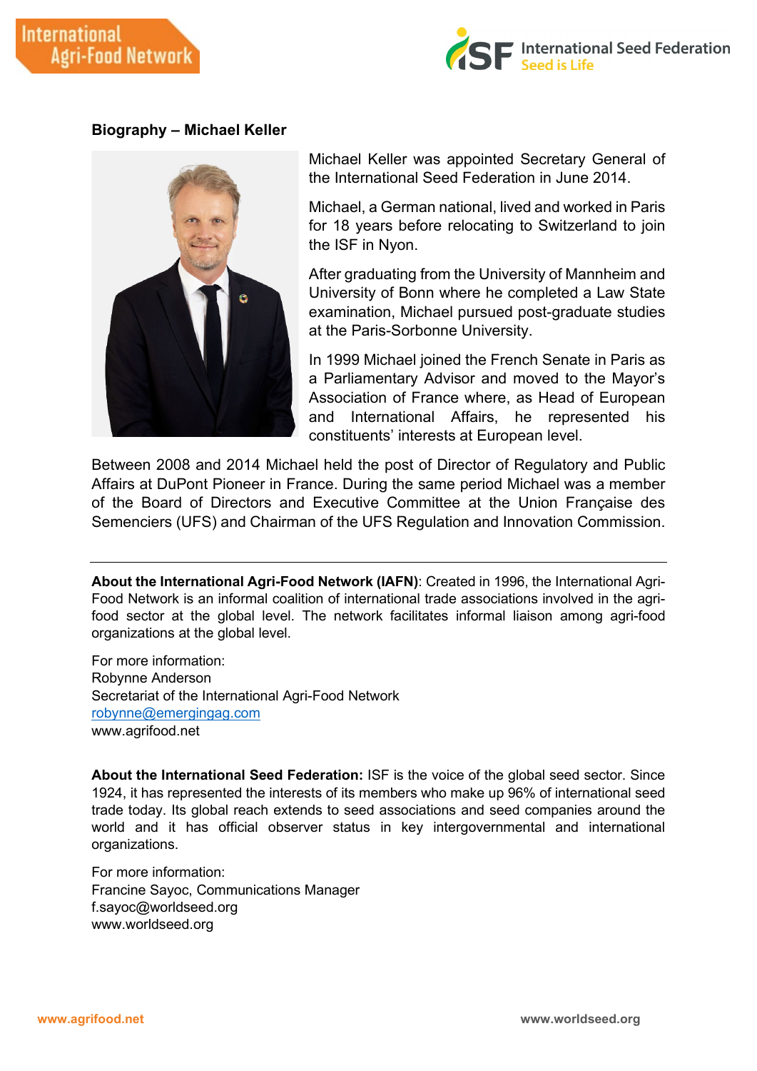**Biography – Michael Keller**

Michael Keller was appointed Secretary General of the International Seed Federation in June 2014.

Michael, a German national, lived and worked in Paris for 18 years before relocating to Switzerland to join the ISF in Nyon.

After graduating from the University of Mannheim and University of Bonn where he completed a Law State examination, Michael pursued post-graduate studies at the Paris-Sorbonne University.

In 1999 Michael joined the French Senate in Paris as a Parliamentary Advisor and moved to the Mayor's Association of France where, as Head of European and International Affairs, he represented his constituents' interests at European level.

Between 2008 and 2014 Michael held the post of Director of Regulatory and Public Affairs at DuPont Pioneer in France. During the same period Michael was a member of the Board of Directors and Executive Committee at the Union Française des Semenciers (UFS) and Chairman of the UFS Regulation and Innovation Commission.

---

**About the International Agri-Food Network (IAFN)**: Created in 1996, the International Agri-Food Network is an informal coalition of international trade associations involved in the agri-food sector at the global level. The network facilitates informal liaison among agri-food organizations at the global level.

For more information:
Robynne Anderson
Secretariat of the International Agri-Food Network
robynne@emergingag.com
www.agrifood.net

**About the International Seed Federation:** ISF is the voice of the global seed sector. Since 1924, it has represented the interests of its members who make up 96% of international seed trade today. Its global reach extends to seed associations and seed companies around the world and it has official observer status in key intergovernmental and international organizations.

For more information:
Francine Sayoc, Communications Manager
f.sayoc@worldseed.org
www.worldseed.org